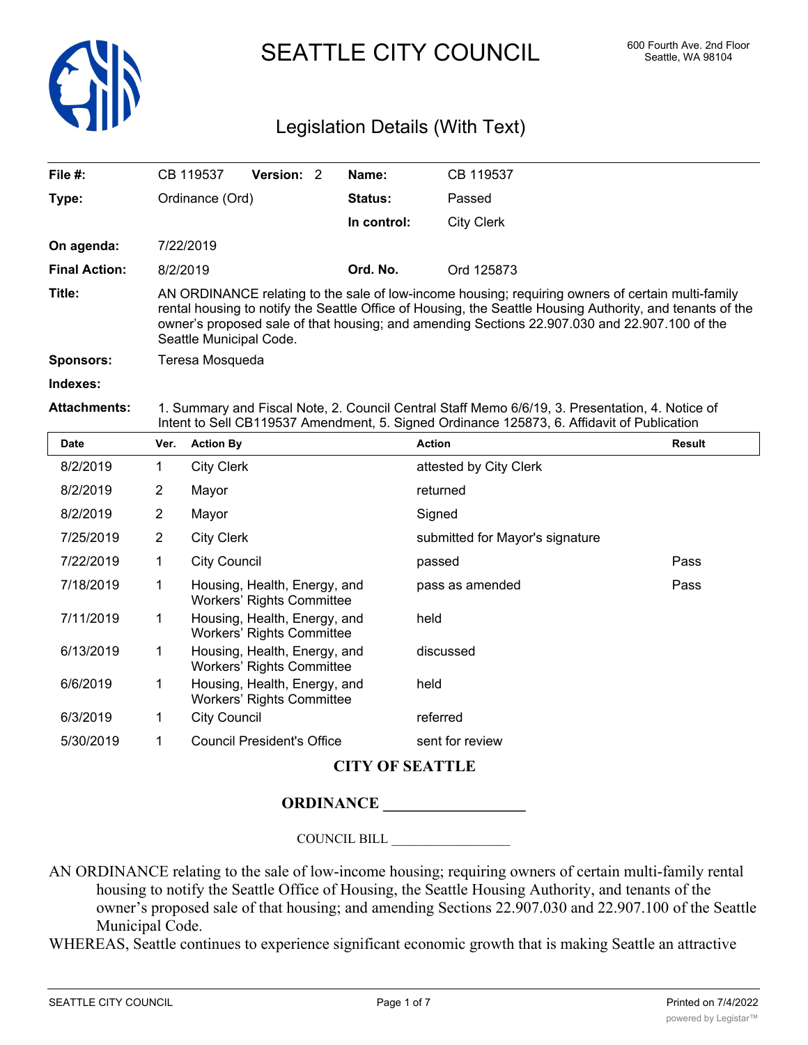# SEATTLE CITY COUNCIL

600 Fourth Ave. 2nd Floor
Seattle, WA 98104

## Legislation Details (With Text)

| | | | |
|---|---|---|---|
| **File #:** | CB 119537 **Version:** 2 | **Name:** | CB 119537 |
| **Type:** | Ordinance (Ord) | **Status:** | Passed |
| | | **In control:** | City Clerk |
| **On agenda:** | 7/22/2019 | | |
| **Final Action:** | 8/2/2019 | **Ord. No.** | Ord 125873 |

**Title:** AN ORDINANCE relating to the sale of low-income housing; requiring owners of certain multi-family rental housing to notify the Seattle Office of Housing, the Seattle Housing Authority, and tenants of the owner's proposed sale of that housing; and amending Sections 22.907.030 and 22.907.100 of the Seattle Municipal Code.

**Sponsors:** Teresa Mosqueda

**Indexes:**

**Attachments:** 1. Summary and Fiscal Note, 2. Council Central Staff Memo 6/6/19, 3. Presentation, 4. Notice of Intent to Sell CB119537 Amendment, 5. Signed Ordinance 125873, 6. Affidavit of Publication

| Date | Ver. | Action By | Action | Result |
|---|---|---|---|---|
| 8/2/2019 | 1 | City Clerk | attested by City Clerk | |
| 8/2/2019 | 2 | Mayor | returned | |
| 8/2/2019 | 2 | Mayor | Signed | |
| 7/25/2019 | 2 | City Clerk | submitted for Mayor's signature | |
| 7/22/2019 | 1 | City Council | passed | Pass |
| 7/18/2019 | 1 | Housing, Health, Energy, and Workers' Rights Committee | pass as amended | Pass |
| 7/11/2019 | 1 | Housing, Health, Energy, and Workers' Rights Committee | held | |
| 6/13/2019 | 1 | Housing, Health, Energy, and Workers' Rights Committee | discussed | |
| 6/6/2019 | 1 | Housing, Health, Energy, and Workers' Rights Committee | held | |
| 6/3/2019 | 1 | City Council | referred | |
| 5/30/2019 | 1 | Council President's Office | sent for review | |

**CITY OF SEATTLE**

**ORDINANCE __________________**

COUNCIL BILL __________________

AN ORDINANCE relating to the sale of low-income housing; requiring owners of certain multi-family rental housing to notify the Seattle Office of Housing, the Seattle Housing Authority, and tenants of the owner's proposed sale of that housing; and amending Sections 22.907.030 and 22.907.100 of the Seattle Municipal Code.

WHEREAS, Seattle continues to experience significant economic growth that is making Seattle an attractive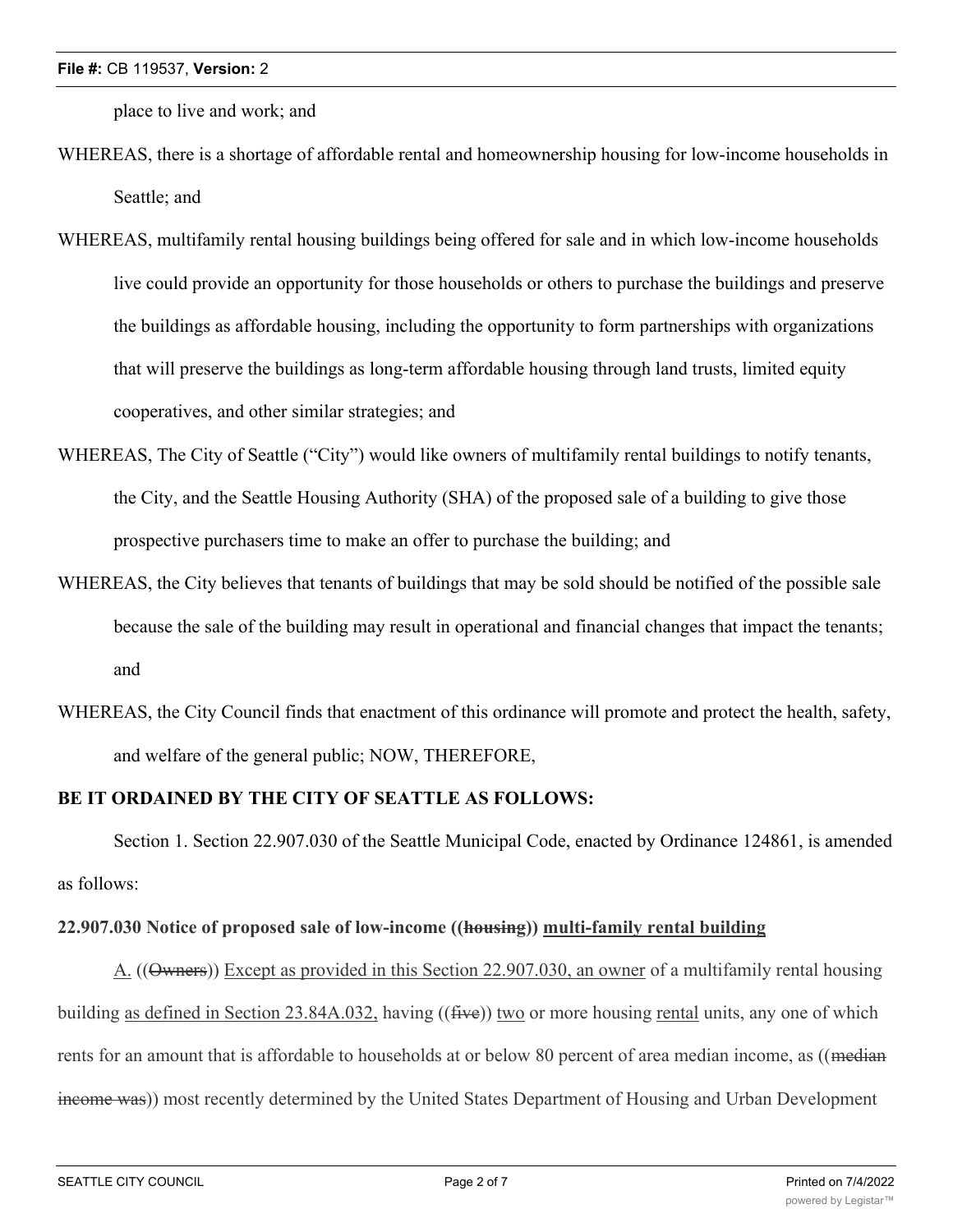place to live and work; and

WHEREAS, there is a shortage of affordable rental and homeownership housing for low-income households in Seattle; and

WHEREAS, multifamily rental housing buildings being offered for sale and in which low-income households live could provide an opportunity for those households or others to purchase the buildings and preserve the buildings as affordable housing, including the opportunity to form partnerships with organizations that will preserve the buildings as long-term affordable housing through land trusts, limited equity cooperatives, and other similar strategies; and

WHEREAS, The City of Seattle ("City") would like owners of multifamily rental buildings to notify tenants, the City, and the Seattle Housing Authority (SHA) of the proposed sale of a building to give those prospective purchasers time to make an offer to purchase the building; and

WHEREAS, the City believes that tenants of buildings that may be sold should be notified of the possible sale because the sale of the building may result in operational and financial changes that impact the tenants; and

WHEREAS, the City Council finds that enactment of this ordinance will promote and protect the health, safety, and welfare of the general public; NOW, THEREFORE,

**BE IT ORDAINED BY THE CITY OF SEATTLE AS FOLLOWS:**

Section 1. Section 22.907.030 of the Seattle Municipal Code, enacted by Ordinance 124861, is amended as follows:

**22.907.030 Notice of proposed sale of low-income ((~~housing~~)) <u>multi-family rental building</u>**

<u>A.</u> ((~~Owners~~)) <u>Except as provided in this Section 22.907.030, an owner</u> of a multifamily rental housing building <u>as defined in Section 23.84A.032,</u> having ((~~five~~)) <u>two</u> or more housing <u>rental</u> units, any one of which rents for an amount that is affordable to households at or below 80 percent of area median income, as ((~~median income was~~)) most recently determined by the United States Department of Housing and Urban Development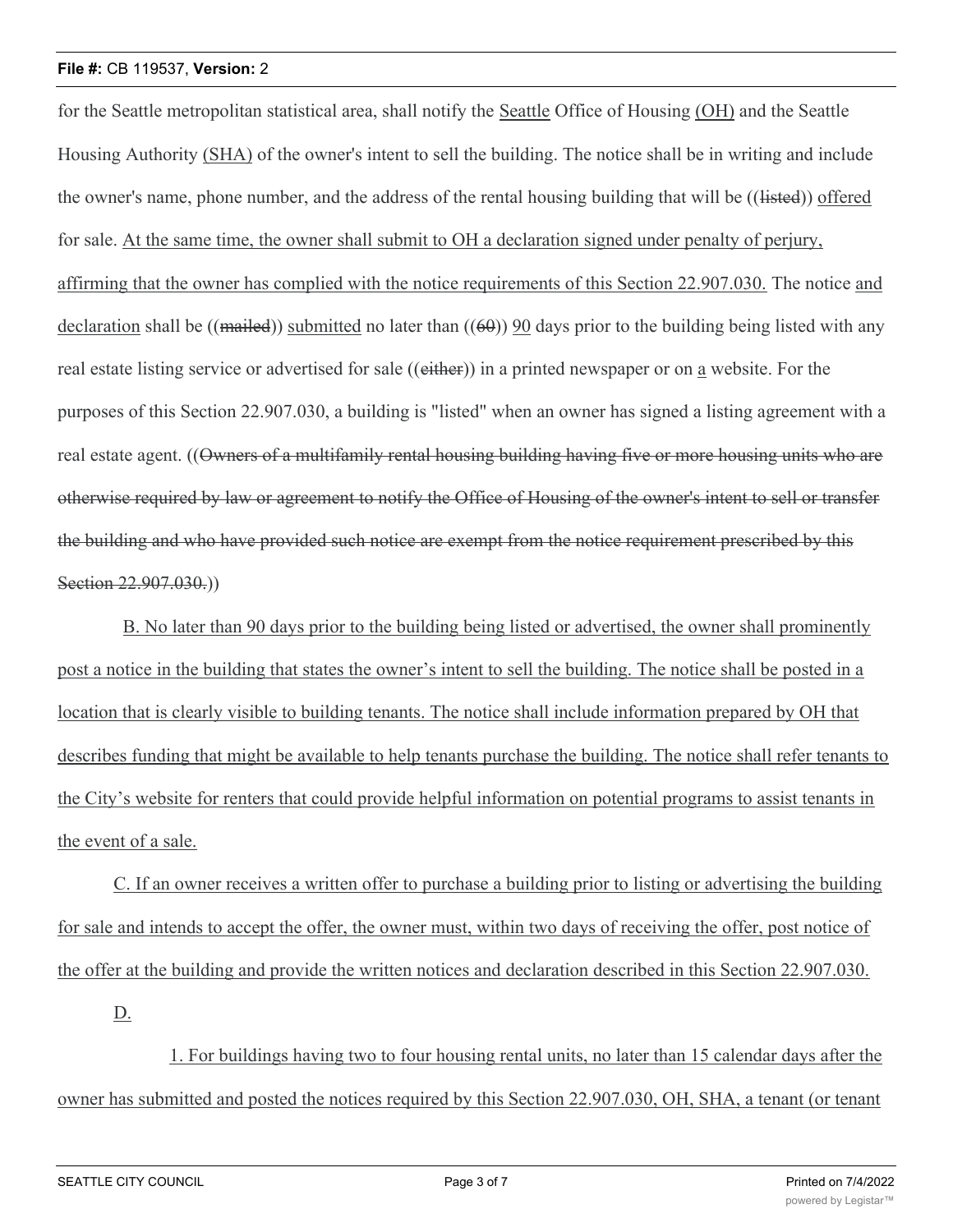for the Seattle metropolitan statistical area, shall notify the Seattle Office of Housing (OH) and the Seattle Housing Authority (SHA) of the owner's intent to sell the building. The notice shall be in writing and include the owner's name, phone number, and the address of the rental housing building that will be ((listed)) offered for sale. At the same time, the owner shall submit to OH a declaration signed under penalty of perjury, affirming that the owner has complied with the notice requirements of this Section 22.907.030. The notice and declaration shall be ((mailed)) submitted no later than ((60)) 90 days prior to the building being listed with any real estate listing service or advertised for sale ((either)) in a printed newspaper or on a website. For the purposes of this Section 22.907.030, a building is "listed" when an owner has signed a listing agreement with a real estate agent. ((~~Owners of a multifamily rental housing building having five or more housing units who are otherwise required by law or agreement to notify the Office of Housing of the owner's intent to sell or transfer the building and who have provided such notice are exempt from the notice requirement prescribed by this Section 22.907.030.~~))

B. No later than 90 days prior to the building being listed or advertised, the owner shall prominently post a notice in the building that states the owner's intent to sell the building. The notice shall be posted in a location that is clearly visible to building tenants. The notice shall include information prepared by OH that describes funding that might be available to help tenants purchase the building. The notice shall refer tenants to the City's website for renters that could provide helpful information on potential programs to assist tenants in the event of a sale.

C. If an owner receives a written offer to purchase a building prior to listing or advertising the building for sale and intends to accept the offer, the owner must, within two days of receiving the offer, post notice of the offer at the building and provide the written notices and declaration described in this Section 22.907.030.

D.

1. For buildings having two to four housing rental units, no later than 15 calendar days after the owner has submitted and posted the notices required by this Section 22.907.030, OH, SHA, a tenant (or tenant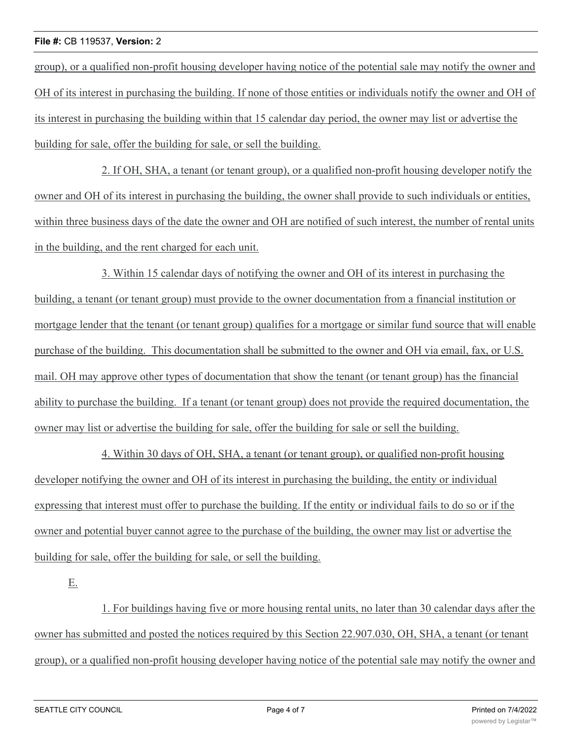group), or a qualified non-profit housing developer having notice of the potential sale may notify the owner and OH of its interest in purchasing the building. If none of those entities or individuals notify the owner and OH of its interest in purchasing the building within that 15 calendar day period, the owner may list or advertise the building for sale, offer the building for sale, or sell the building.

2. If OH, SHA, a tenant (or tenant group), or a qualified non-profit housing developer notify the owner and OH of its interest in purchasing the building, the owner shall provide to such individuals or entities, within three business days of the date the owner and OH are notified of such interest, the number of rental units in the building, and the rent charged for each unit.

3. Within 15 calendar days of notifying the owner and OH of its interest in purchasing the building, a tenant (or tenant group) must provide to the owner documentation from a financial institution or mortgage lender that the tenant (or tenant group) qualifies for a mortgage or similar fund source that will enable purchase of the building. This documentation shall be submitted to the owner and OH via email, fax, or U.S. mail. OH may approve other types of documentation that show the tenant (or tenant group) has the financial ability to purchase the building. If a tenant (or tenant group) does not provide the required documentation, the owner may list or advertise the building for sale, offer the building for sale or sell the building.

4. Within 30 days of OH, SHA, a tenant (or tenant group), or qualified non-profit housing developer notifying the owner and OH of its interest in purchasing the building, the entity or individual expressing that interest must offer to purchase the building. If the entity or individual fails to do so or if the owner and potential buyer cannot agree to the purchase of the building, the owner may list or advertise the building for sale, offer the building for sale, or sell the building.

E.

1. For buildings having five or more housing rental units, no later than 30 calendar days after the owner has submitted and posted the notices required by this Section 22.907.030, OH, SHA, a tenant (or tenant group), or a qualified non-profit housing developer having notice of the potential sale may notify the owner and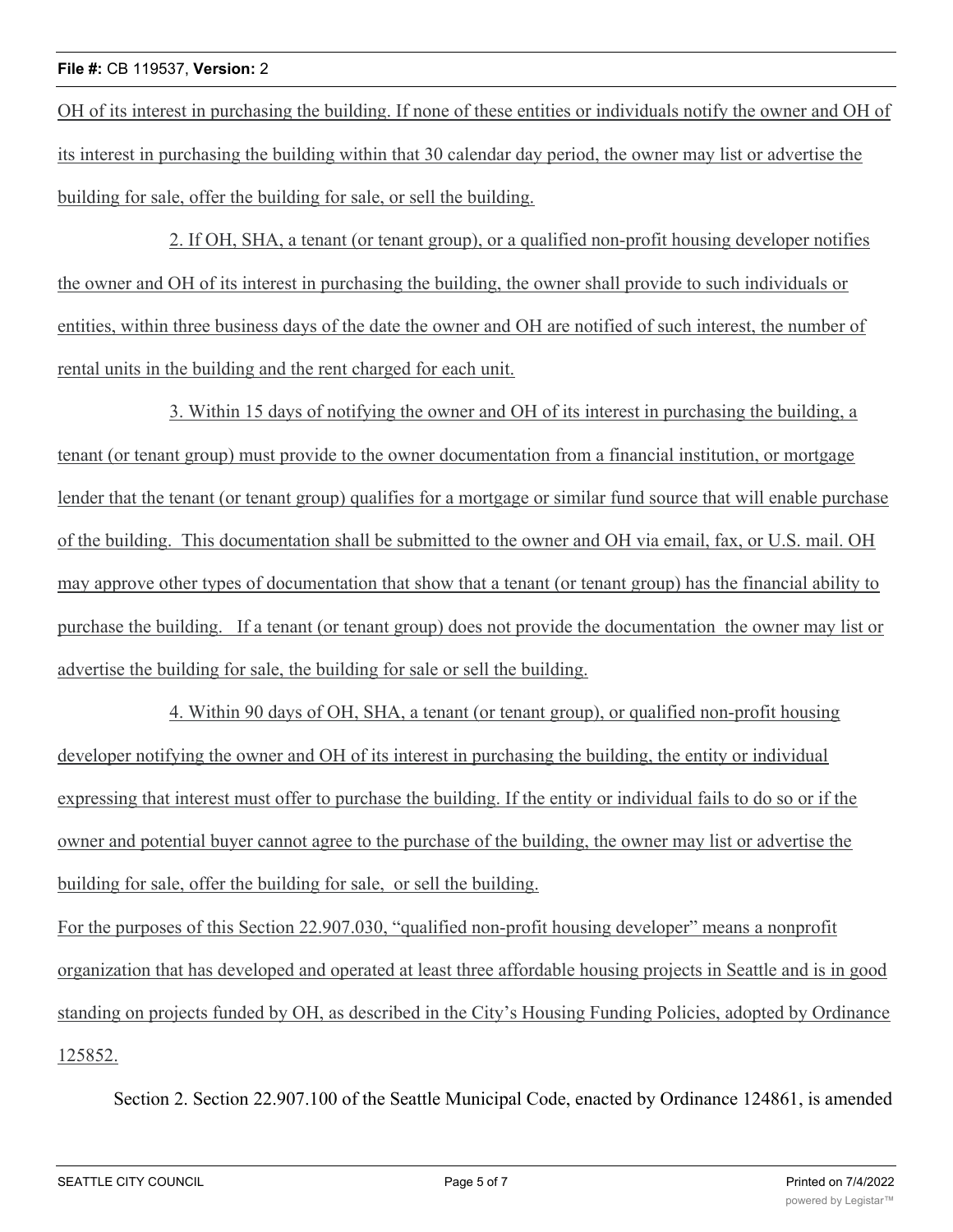OH of its interest in purchasing the building. If none of these entities or individuals notify the owner and OH of its interest in purchasing the building within that 30 calendar day period, the owner may list or advertise the building for sale, offer the building for sale, or sell the building.

2. If OH, SHA, a tenant (or tenant group), or a qualified non-profit housing developer notifies the owner and OH of its interest in purchasing the building, the owner shall provide to such individuals or entities, within three business days of the date the owner and OH are notified of such interest, the number of rental units in the building and the rent charged for each unit.

3. Within 15 days of notifying the owner and OH of its interest in purchasing the building, a tenant (or tenant group) must provide to the owner documentation from a financial institution, or mortgage lender that the tenant (or tenant group) qualifies for a mortgage or similar fund source that will enable purchase of the building. This documentation shall be submitted to the owner and OH via email, fax, or U.S. mail. OH may approve other types of documentation that show that a tenant (or tenant group) has the financial ability to purchase the building. If a tenant (or tenant group) does not provide the documentation the owner may list or advertise the building for sale, the building for sale or sell the building.

4. Within 90 days of OH, SHA, a tenant (or tenant group), or qualified non-profit housing developer notifying the owner and OH of its interest in purchasing the building, the entity or individual expressing that interest must offer to purchase the building. If the entity or individual fails to do so or if the owner and potential buyer cannot agree to the purchase of the building, the owner may list or advertise the building for sale, offer the building for sale, or sell the building.

For the purposes of this Section 22.907.030, "qualified non-profit housing developer" means a nonprofit organization that has developed and operated at least three affordable housing projects in Seattle and is in good standing on projects funded by OH, as described in the City's Housing Funding Policies, adopted by Ordinance 125852.

Section 2. Section 22.907.100 of the Seattle Municipal Code, enacted by Ordinance 124861, is amended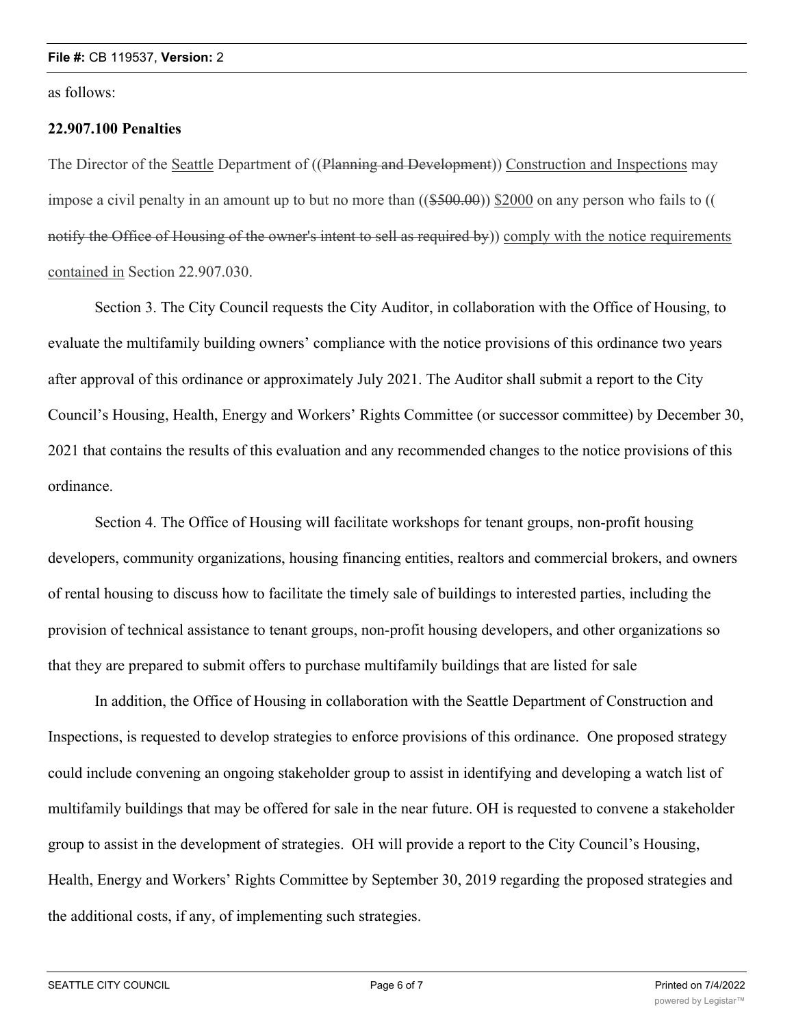as follows:

**22.907.100 Penalties**

The Director of the Seattle Department of ((~~Planning and Development~~)) Construction and Inspections may impose a civil penalty in an amount up to but no more than ((~~$500.00~~)) $2000 on any person who fails to ((~~notify the Office of Housing of the owner's intent to sell as required by~~)) comply with the notice requirements contained in Section 22.907.030.

Section 3. The City Council requests the City Auditor, in collaboration with the Office of Housing, to evaluate the multifamily building owners' compliance with the notice provisions of this ordinance two years after approval of this ordinance or approximately July 2021. The Auditor shall submit a report to the City Council's Housing, Health, Energy and Workers' Rights Committee (or successor committee) by December 30, 2021 that contains the results of this evaluation and any recommended changes to the notice provisions of this ordinance.

Section 4. The Office of Housing will facilitate workshops for tenant groups, non-profit housing developers, community organizations, housing financing entities, realtors and commercial brokers, and owners of rental housing to discuss how to facilitate the timely sale of buildings to interested parties, including the provision of technical assistance to tenant groups, non-profit housing developers, and other organizations so that they are prepared to submit offers to purchase multifamily buildings that are listed for sale

In addition, the Office of Housing in collaboration with the Seattle Department of Construction and Inspections, is requested to develop strategies to enforce provisions of this ordinance. One proposed strategy could include convening an ongoing stakeholder group to assist in identifying and developing a watch list of multifamily buildings that may be offered for sale in the near future. OH is requested to convene a stakeholder group to assist in the development of strategies. OH will provide a report to the City Council's Housing, Health, Energy and Workers' Rights Committee by September 30, 2019 regarding the proposed strategies and the additional costs, if any, of implementing such strategies.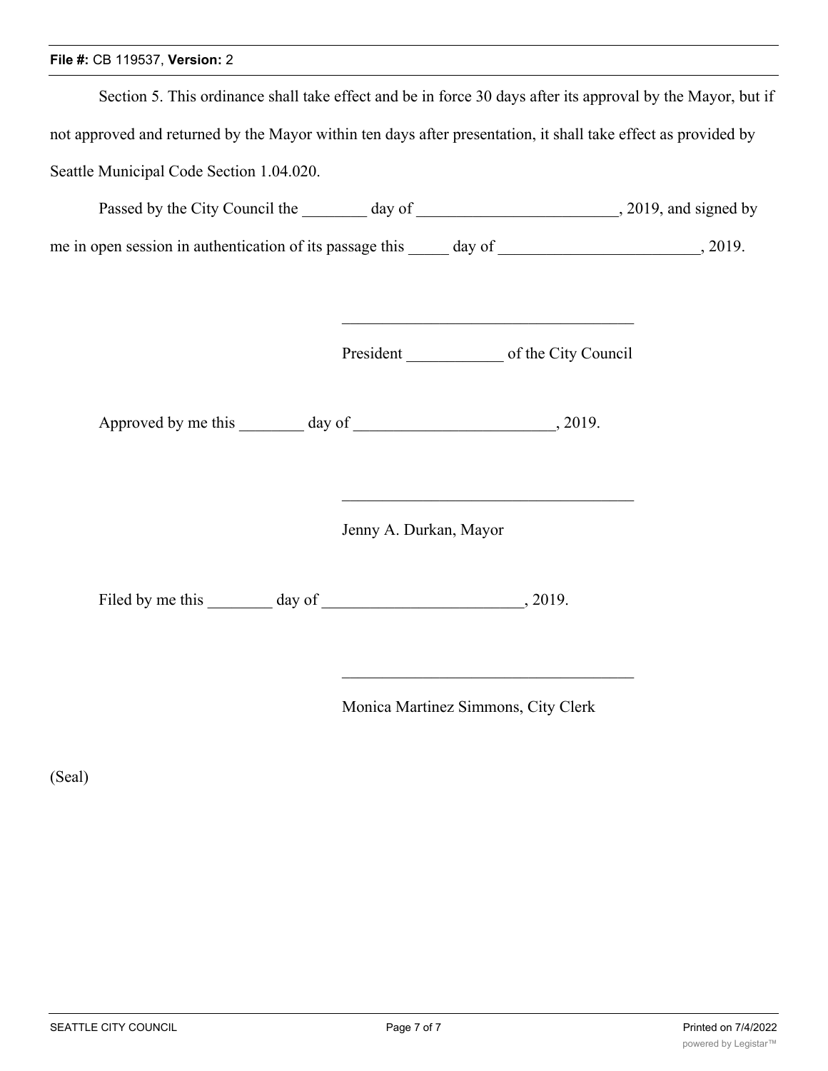Section 5. This ordinance shall take effect and be in force 30 days after its approval by the Mayor, but if not approved and returned by the Mayor within ten days after presentation, it shall take effect as provided by Seattle Municipal Code Section 1.04.020.

Passed by the City Council the ________ day of _________________________, 2019, and signed by me in open session in authentication of its passage this _____ day of _________________________, 2019.

____________________________________

President ____________ of the City Council

Approved by me this ________ day of _________________________, 2019.

____________________________________

Jenny A. Durkan, Mayor

Filed by me this ________ day of _________________________, 2019.

____________________________________

Monica Martinez Simmons, City Clerk

(Seal)